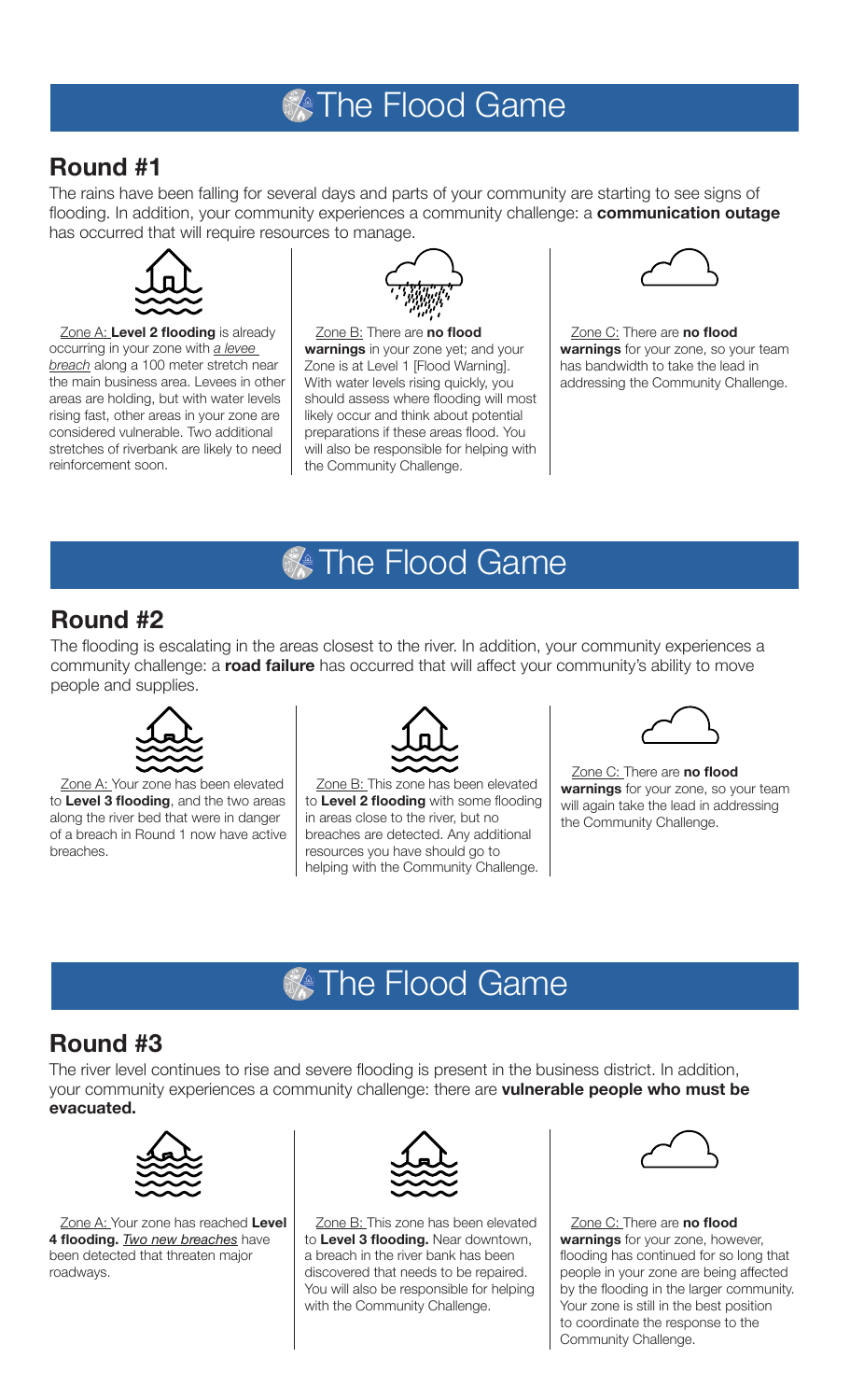# The Flood Game

## Round #1

The rains have been falling for several days and parts of your community are starting to see signs of flooding. In addition, your community experiences a community challenge: a **communication outage** has occurred that will require resources to manage.

Zone A: **Level 2 flooding** is already occurring in your zone with *a levee breach* along a 100 meter stretch near the main business area. Levees in other areas are holding, but with water levels rising fast, other areas in your zone are considered vulnerable. Two additional stretches of riverbank are likely to need reinforcement soon.

Zone B: There are **no flood warnings** in your zone yet; and your Zone is at Level 1 [Flood Warning]. With water levels rising quickly, you should assess where flooding will most likely occur and think about potential preparations if these areas flood. You will also be responsible for helping with the Community Challenge.

Zone C: There are **no flood warnings** for your zone, so your team has bandwidth to take the lead in addressing the Community Challenge.

# The Flood Game

## Round #2

The flooding is escalating in the areas closest to the river. In addition, your community experiences a community challenge: a **road failure** has occurred that will affect your community's ability to move people and supplies.

Zone A: Your zone has been elevated to **Level 3 flooding**, and the two areas along the river bed that were in danger of a breach in Round 1 now have active breaches.

Zone B: This zone has been elevated to **Level 2 flooding** with some flooding in areas close to the river, but no breaches are detected. Any additional resources you have should go to helping with the Community Challenge.

Zone C: There are **no flood warnings** for your zone, so your team will again take the lead in addressing the Community Challenge.

# The Flood Game

## Round #3

The river level continues to rise and severe flooding is present in the business district. In addition, your community experiences a community challenge: there are **vulnerable people who must be evacuated.**

Zone A: Your zone has reached **Level 4 flooding.** *Two new breaches* have been detected that threaten major roadways.

Zone B: This zone has been elevated to **Level 3 flooding.** Near downtown, a breach in the river bank has been discovered that needs to be repaired. You will also be responsible for helping with the Community Challenge.

Zone C: There are **no flood warnings** for your zone, however, flooding has continued for so long that people in your zone are being affected by the flooding in the larger community. Your zone is still in the best position to coordinate the response to the Community Challenge.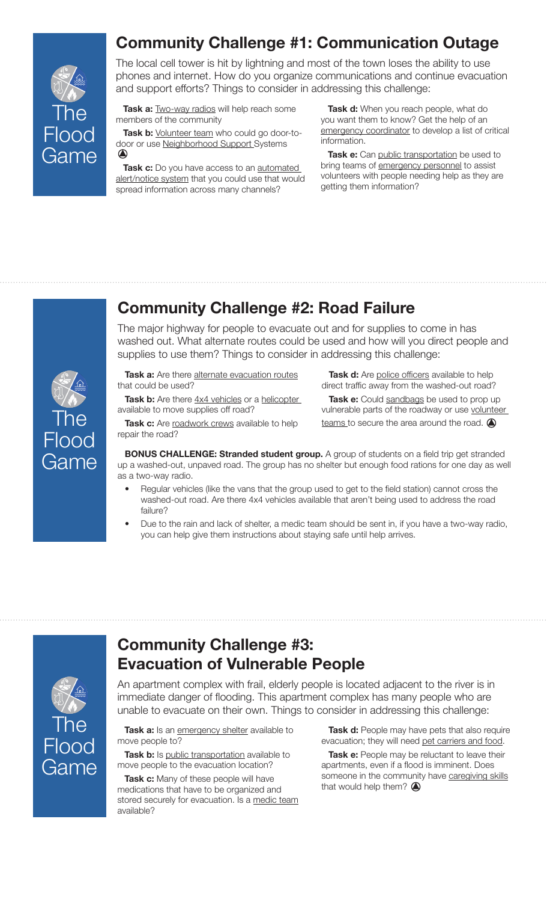## Community Challenge #1: Communication Outage

The local cell tower is hit by lightning and most of the town loses the ability to use phones and internet. How do you organize communications and continue evacuation and support efforts? Things to consider in addressing this challenge:

**Task a:** Two-way radios will help reach some members of the community

**Task b:** Volunteer team who could go door-to-door or use Neighborhood Support Systems

**Task c:** Do you have access to an automated alert/notice system that you could use that would spread information across many channels?

**Task d:** When you reach people, what do you want them to know? Get the help of an emergency coordinator to develop a list of critical information.

**Task e:** Can public transportation be used to bring teams of emergency personnel to assist volunteers with people needing help as they are getting them information?

## Community Challenge #2: Road Failure

The major highway for people to evacuate out and for supplies to come in has washed out. What alternate routes could be used and how will you direct people and supplies to use them? Things to consider in addressing this challenge:

**Task a:** Are there alternate evacuation routes that could be used?

**Task b:** Are there 4x4 vehicles or a helicopter available to move supplies off road?

**Task c:** Are roadwork crews available to help repair the road?

**Task d:** Are police officers available to help direct traffic away from the washed-out road?

**Task e:** Could sandbags be used to prop up vulnerable parts of the roadway or use volunteer teams to secure the area around the road.

**BONUS CHALLENGE: Stranded student group.** A group of students on a field trip get stranded up a washed-out, unpaved road. The group has no shelter but enough food rations for one day as well as a two-way radio.

- Regular vehicles (like the vans that the group used to get to the field station) cannot cross the washed-out road. Are there 4x4 vehicles available that aren't being used to address the road failure?
- Due to the rain and lack of shelter, a medic team should be sent in, if you have a two-way radio, you can help give them instructions about staying safe until help arrives.

## Community Challenge #3: Evacuation of Vulnerable People

An apartment complex with frail, elderly people is located adjacent to the river is in immediate danger of flooding. This apartment complex has many people who are unable to evacuate on their own. Things to consider in addressing this challenge:

**Task a:** Is an emergency shelter available to move people to?

**Task b:** Is public transportation available to move people to the evacuation location?

**Task c:** Many of these people will have medications that have to be organized and stored securely for evacuation. Is a medic team available?

**Task d:** People may have pets that also require evacuation; they will need pet carriers and food.

**Task e:** People may be reluctant to leave their apartments, even if a flood is imminent. Does someone in the community have caregiving skills that would help them?